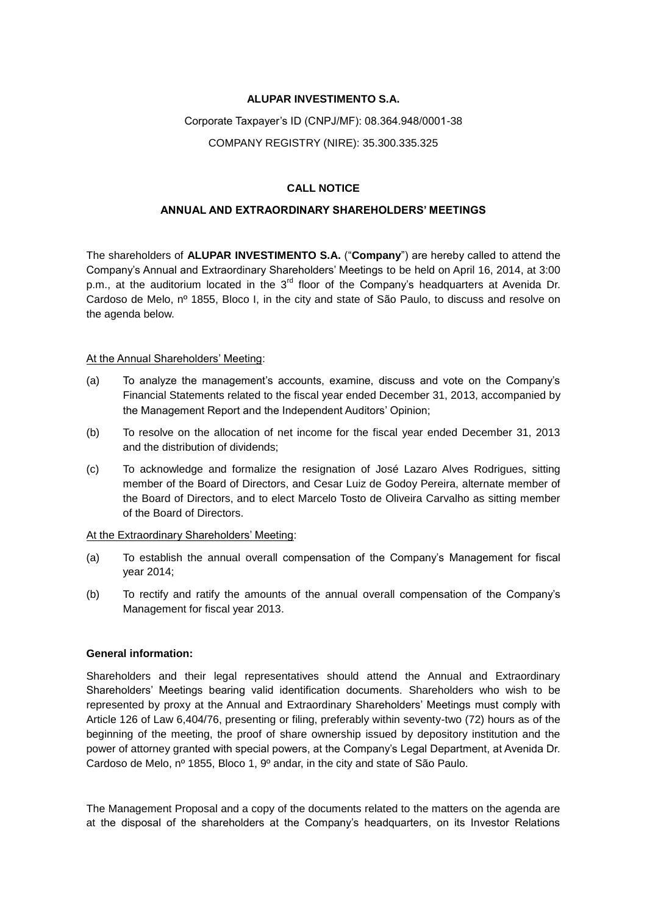**ALUPAR INVESTIMENTO S.A.**

Corporate Taxpayer's ID (CNPJ/MF): 08.364.948/0001-38

COMPANY REGISTRY (NIRE): 35.300.335.325

**CALL NOTICE**

**ANNUAL AND EXTRAORDINARY SHAREHOLDERS' MEETINGS**

The shareholders of **ALUPAR INVESTIMENTO S.A.** ("**Company**") are hereby called to attend the Company's Annual and Extraordinary Shareholders' Meetings to be held on April 16, 2014, at 3:00 p.m., at the auditorium located in the 3rd floor of the Company's headquarters at Avenida Dr. Cardoso de Melo, nº 1855, Bloco I, in the city and state of São Paulo, to discuss and resolve on the agenda below.

At the Annual Shareholders' Meeting:

(a) To analyze the management's accounts, examine, discuss and vote on the Company's Financial Statements related to the fiscal year ended December 31, 2013, accompanied by the Management Report and the Independent Auditors' Opinion;

(b) To resolve on the allocation of net income for the fiscal year ended December 31, 2013 and the distribution of dividends;

(c) To acknowledge and formalize the resignation of José Lazaro Alves Rodrigues, sitting member of the Board of Directors, and Cesar Luiz de Godoy Pereira, alternate member of the Board of Directors, and to elect Marcelo Tosto de Oliveira Carvalho as sitting member of the Board of Directors.

At the Extraordinary Shareholders' Meeting:

(a) To establish the annual overall compensation of the Company's Management for fiscal year 2014;

(b) To rectify and ratify the amounts of the annual overall compensation of the Company's Management for fiscal year 2013.

**General information:**

Shareholders and their legal representatives should attend the Annual and Extraordinary Shareholders' Meetings bearing valid identification documents. Shareholders who wish to be represented by proxy at the Annual and Extraordinary Shareholders' Meetings must comply with Article 126 of Law 6,404/76, presenting or filing, preferably within seventy-two (72) hours as of the beginning of the meeting, the proof of share ownership issued by depository institution and the power of attorney granted with special powers, at the Company's Legal Department, at Avenida Dr. Cardoso de Melo, nº 1855, Bloco 1, 9º andar, in the city and state of São Paulo.

The Management Proposal and a copy of the documents related to the matters on the agenda are at the disposal of the shareholders at the Company's headquarters, on its Investor Relations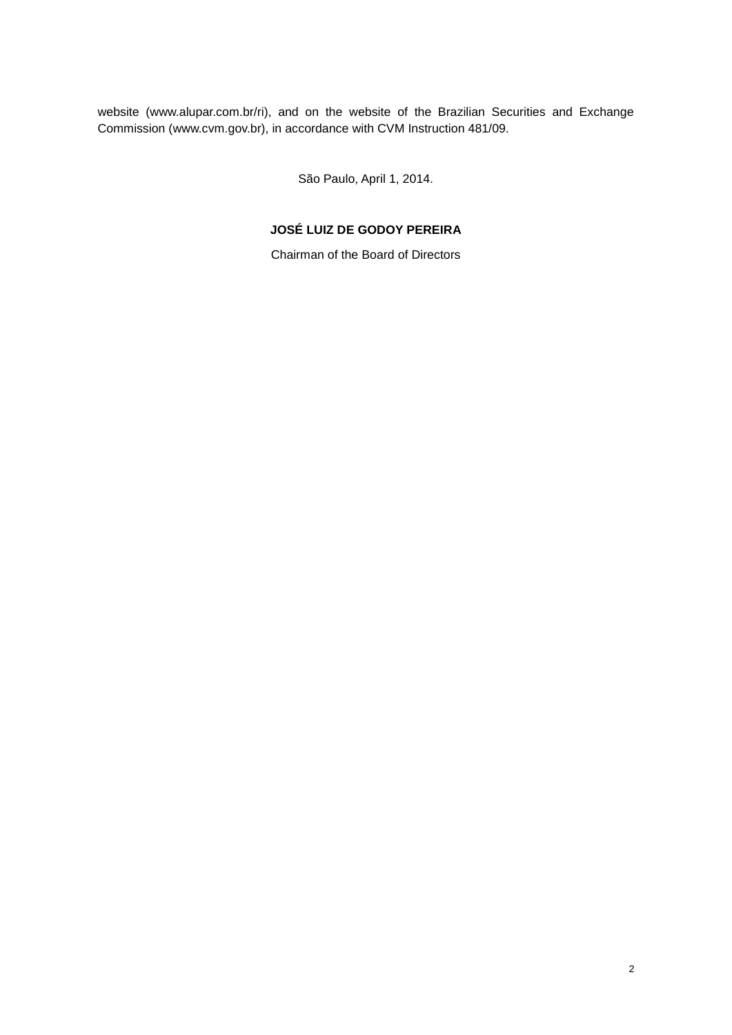website (www.alupar.com.br/ri), and on the website of the Brazilian Securities and Exchange Commission (www.cvm.gov.br), in accordance with CVM Instruction 481/09.

São Paulo, April 1, 2014.

**JOSÉ LUIZ DE GODOY PEREIRA**

Chairman of the Board of Directors